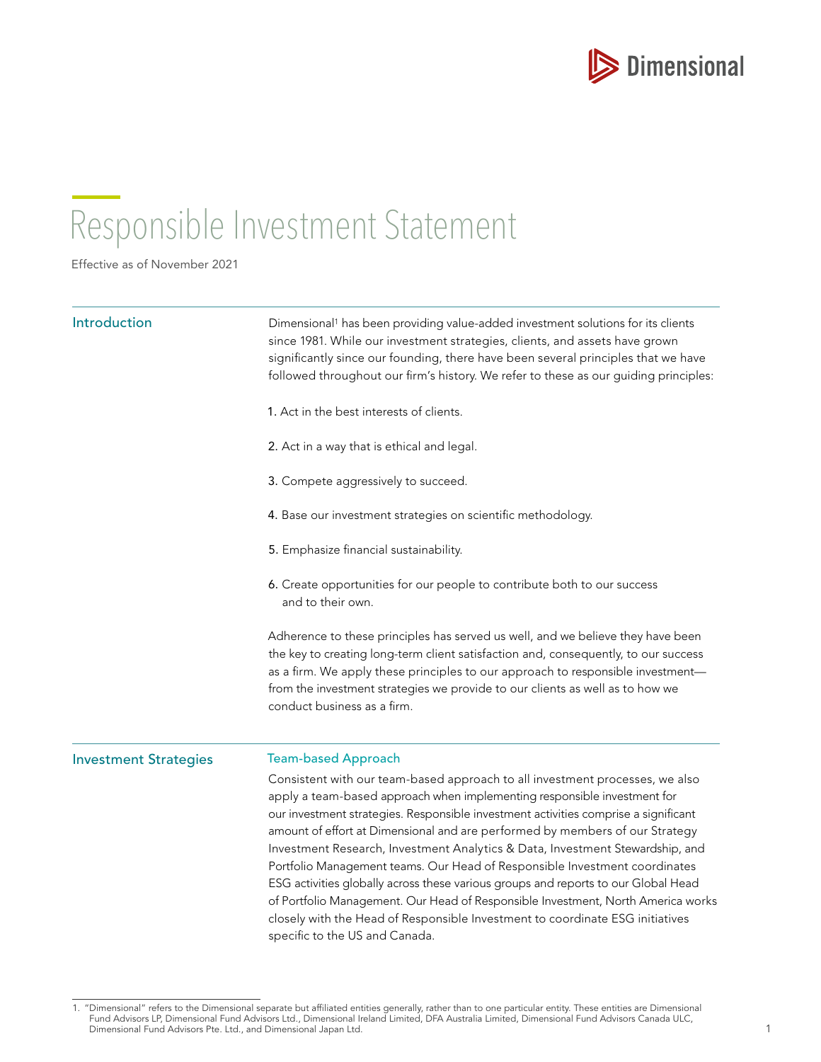# Responsible Investment Statement

Effective as of November 2021

## Introduction

Dimensional[1] has been providing value-added investment solutions for its clients since 1981. While our investment strategies, clients, and assets have grown significantly since our founding, there have been several principles that we have followed throughout our firm's history. We refer to these as our guiding principles:

1. Act in the best interests of clients.
2. Act in a way that is ethical and legal.
3. Compete aggressively to succeed.
4. Base our investment strategies on scientific methodology.
5. Emphasize financial sustainability.
6. Create opportunities for our people to contribute both to our success and to their own.

Adherence to these principles has served us well, and we believe they have been the key to creating long-term client satisfaction and, consequently, to our success as a firm. We apply these principles to our approach to responsible investment—from the investment strategies we provide to our clients as well as to how we conduct business as a firm.

## Investment Strategies

### Team-based Approach

Consistent with our team-based approach to all investment processes, we also apply a team-based approach when implementing responsible investment for our investment strategies. Responsible investment activities comprise a significant amount of effort at Dimensional and are performed by members of our Strategy Investment Research, Investment Analytics & Data, Investment Stewardship, and Portfolio Management teams. Our Head of Responsible Investment coordinates ESG activities globally across these various groups and reports to our Global Head of Portfolio Management. Our Head of Responsible Investment, North America works closely with the Head of Responsible Investment to coordinate ESG initiatives specific to the US and Canada.

1. "Dimensional" refers to the Dimensional separate but affiliated entities generally, rather than to one particular entity. These entities are Dimensional Fund Advisors LP, Dimensional Fund Advisors Ltd., Dimensional Ireland Limited, DFA Australia Limited, Dimensional Fund Advisors Canada ULC, Dimensional Fund Advisors Pte. Ltd., and Dimensional Japan Ltd.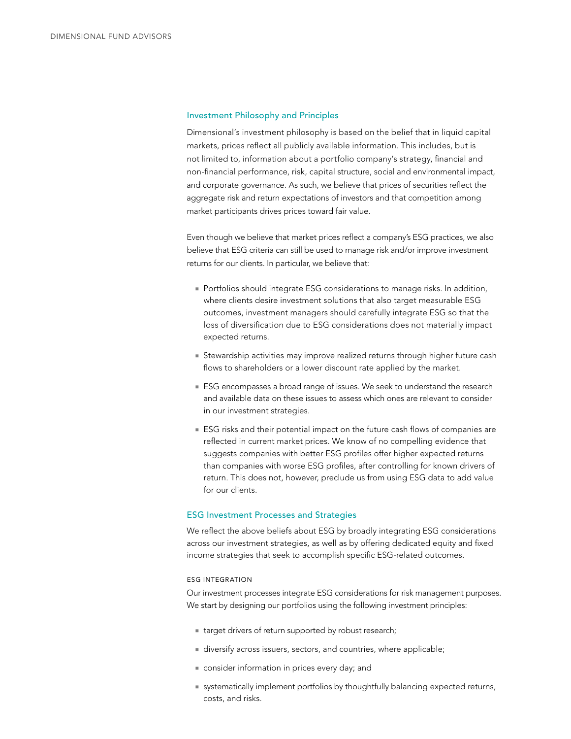## Investment Philosophy and Principles

Dimensional's investment philosophy is based on the belief that in liquid capital markets, prices reflect all publicly available information. This includes, but is not limited to, information about a portfolio company's strategy, financial and non-financial performance, risk, capital structure, social and environmental impact, and corporate governance. As such, we believe that prices of securities reflect the aggregate risk and return expectations of investors and that competition among market participants drives prices toward fair value.

Even though we believe that market prices reflect a company's ESG practices, we also believe that ESG criteria can still be used to manage risk and/or improve investment returns for our clients. In particular, we believe that:

- Portfolios should integrate ESG considerations to manage risks. In addition, where clients desire investment solutions that also target measurable ESG outcomes, investment managers should carefully integrate ESG so that the loss of diversification due to ESG considerations does not materially impact expected returns.
- Stewardship activities may improve realized returns through higher future cash flows to shareholders or a lower discount rate applied by the market.
- ESG encompasses a broad range of issues. We seek to understand the research and available data on these issues to assess which ones are relevant to consider in our investment strategies.
- ESG risks and their potential impact on the future cash flows of companies are reflected in current market prices. We know of no compelling evidence that suggests companies with better ESG profiles offer higher expected returns than companies with worse ESG profiles, after controlling for known drivers of return. This does not, however, preclude us from using ESG data to add value for our clients.

## ESG Investment Processes and Strategies

We reflect the above beliefs about ESG by broadly integrating ESG considerations across our investment strategies, as well as by offering dedicated equity and fixed income strategies that seek to accomplish specific ESG-related outcomes.

### ESG INTEGRATION

Our investment processes integrate ESG considerations for risk management purposes. We start by designing our portfolios using the following investment principles:

- target drivers of return supported by robust research;
- diversify across issuers, sectors, and countries, where applicable;
- consider information in prices every day; and
- systematically implement portfolios by thoughtfully balancing expected returns, costs, and risks.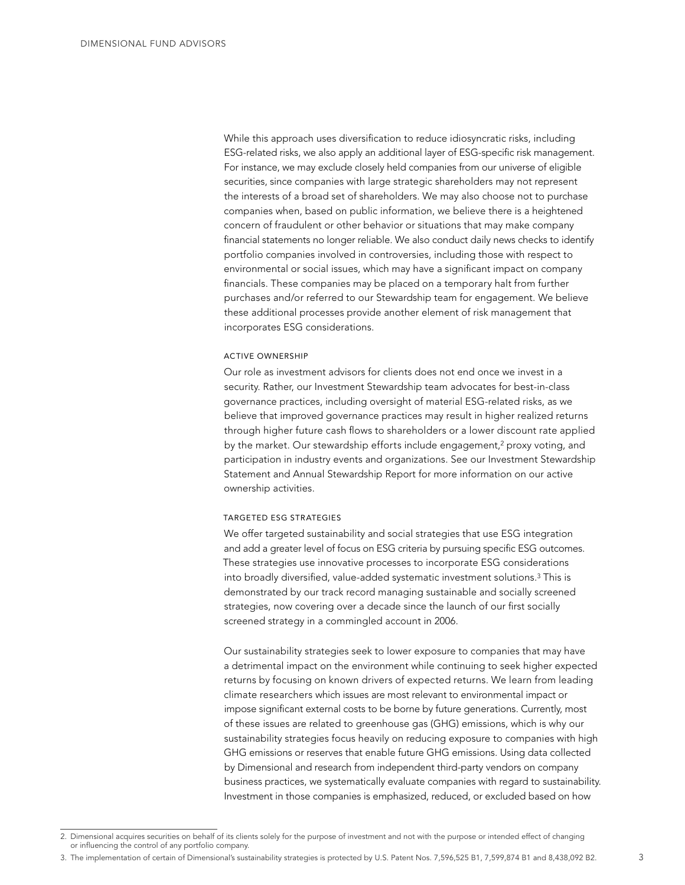While this approach uses diversification to reduce idiosyncratic risks, including ESG-related risks, we also apply an additional layer of ESG-specific risk management. For instance, we may exclude closely held companies from our universe of eligible securities, since companies with large strategic shareholders may not represent the interests of a broad set of shareholders. We may also choose not to purchase companies when, based on public information, we believe there is a heightened concern of fraudulent or other behavior or situations that may make company financial statements no longer reliable. We also conduct daily news checks to identify portfolio companies involved in controversies, including those with respect to environmental or social issues, which may have a significant impact on company financials. These companies may be placed on a temporary halt from further purchases and/or referred to our Stewardship team for engagement. We believe these additional processes provide another element of risk management that incorporates ESG considerations.

### ACTIVE OWNERSHIP

Our role as investment advisors for clients does not end once we invest in a security. Rather, our Investment Stewardship team advocates for best-in-class governance practices, including oversight of material ESG-related risks, as we believe that improved governance practices may result in higher realized returns through higher future cash flows to shareholders or a lower discount rate applied by the market. Our stewardship efforts include engagement,[2] proxy voting, and participation in industry events and organizations. See our Investment Stewardship Statement and Annual Stewardship Report for more information on our active ownership activities.

### TARGETED ESG STRATEGIES

We offer targeted sustainability and social strategies that use ESG integration and add a greater level of focus on ESG criteria by pursuing specific ESG outcomes. These strategies use innovative processes to incorporate ESG considerations into broadly diversified, value-added systematic investment solutions.[3] This is demonstrated by our track record managing sustainable and socially screened strategies, now covering over a decade since the launch of our first socially screened strategy in a commingled account in 2006.

Our sustainability strategies seek to lower exposure to companies that may have a detrimental impact on the environment while continuing to seek higher expected returns by focusing on known drivers of expected returns. We learn from leading climate researchers which issues are most relevant to environmental impact or impose significant external costs to be borne by future generations. Currently, most of these issues are related to greenhouse gas (GHG) emissions, which is why our sustainability strategies focus heavily on reducing exposure to companies with high GHG emissions or reserves that enable future GHG emissions. Using data collected by Dimensional and research from independent third-party vendors on company business practices, we systematically evaluate companies with regard to sustainability. Investment in those companies is emphasized, reduced, or excluded based on how

---

2. Dimensional acquires securities on behalf of its clients solely for the purpose of investment and not with the purpose or intended effect of changing or influencing the control of any portfolio company.
3. The implementation of certain of Dimensional's sustainability strategies is protected by U.S. Patent Nos. 7,596,525 B1, 7,599,874 B1 and 8,438,092 B2.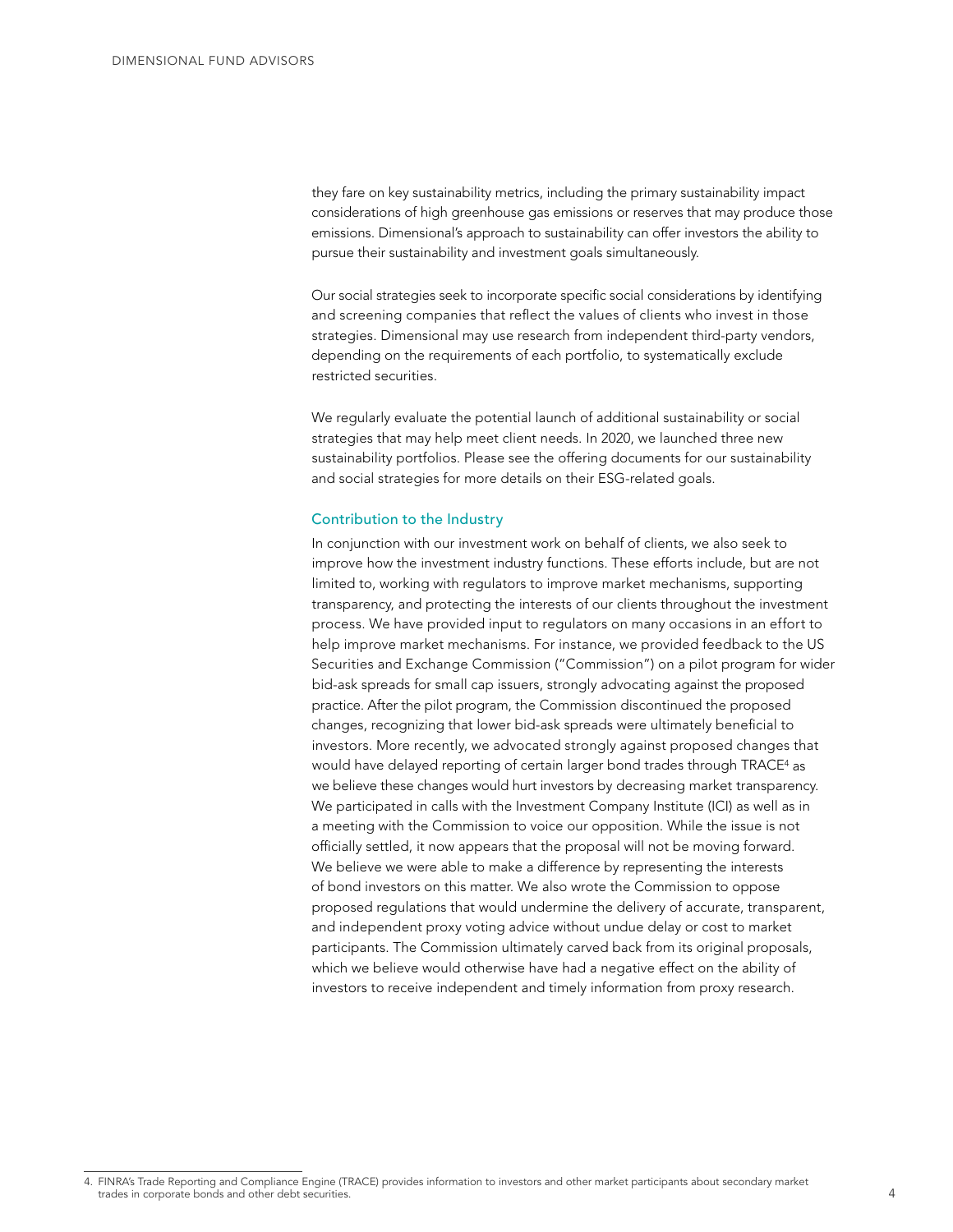they fare on key sustainability metrics, including the primary sustainability impact considerations of high greenhouse gas emissions or reserves that may produce those emissions. Dimensional's approach to sustainability can offer investors the ability to pursue their sustainability and investment goals simultaneously.

Our social strategies seek to incorporate specific social considerations by identifying and screening companies that reflect the values of clients who invest in those strategies. Dimensional may use research from independent third-party vendors, depending on the requirements of each portfolio, to systematically exclude restricted securities.

We regularly evaluate the potential launch of additional sustainability or social strategies that may help meet client needs. In 2020, we launched three new sustainability portfolios. Please see the offering documents for our sustainability and social strategies for more details on their ESG-related goals.

## Contribution to the Industry

In conjunction with our investment work on behalf of clients, we also seek to improve how the investment industry functions. These efforts include, but are not limited to, working with regulators to improve market mechanisms, supporting transparency, and protecting the interests of our clients throughout the investment process. We have provided input to regulators on many occasions in an effort to help improve market mechanisms. For instance, we provided feedback to the US Securities and Exchange Commission ("Commission") on a pilot program for wider bid-ask spreads for small cap issuers, strongly advocating against the proposed practice. After the pilot program, the Commission discontinued the proposed changes, recognizing that lower bid-ask spreads were ultimately beneficial to investors. More recently, we advocated strongly against proposed changes that would have delayed reporting of certain larger bond trades through TRACE[4] as we believe these changes would hurt investors by decreasing market transparency. We participated in calls with the Investment Company Institute (ICI) as well as in a meeting with the Commission to voice our opposition. While the issue is not officially settled, it now appears that the proposal will not be moving forward. We believe we were able to make a difference by representing the interests of bond investors on this matter. We also wrote the Commission to oppose proposed regulations that would undermine the delivery of accurate, transparent, and independent proxy voting advice without undue delay or cost to market participants. The Commission ultimately carved back from its original proposals, which we believe would otherwise have had a negative effect on the ability of investors to receive independent and timely information from proxy research.

4. FINRA's Trade Reporting and Compliance Engine (TRACE) provides information to investors and other market participants about secondary market trades in corporate bonds and other debt securities.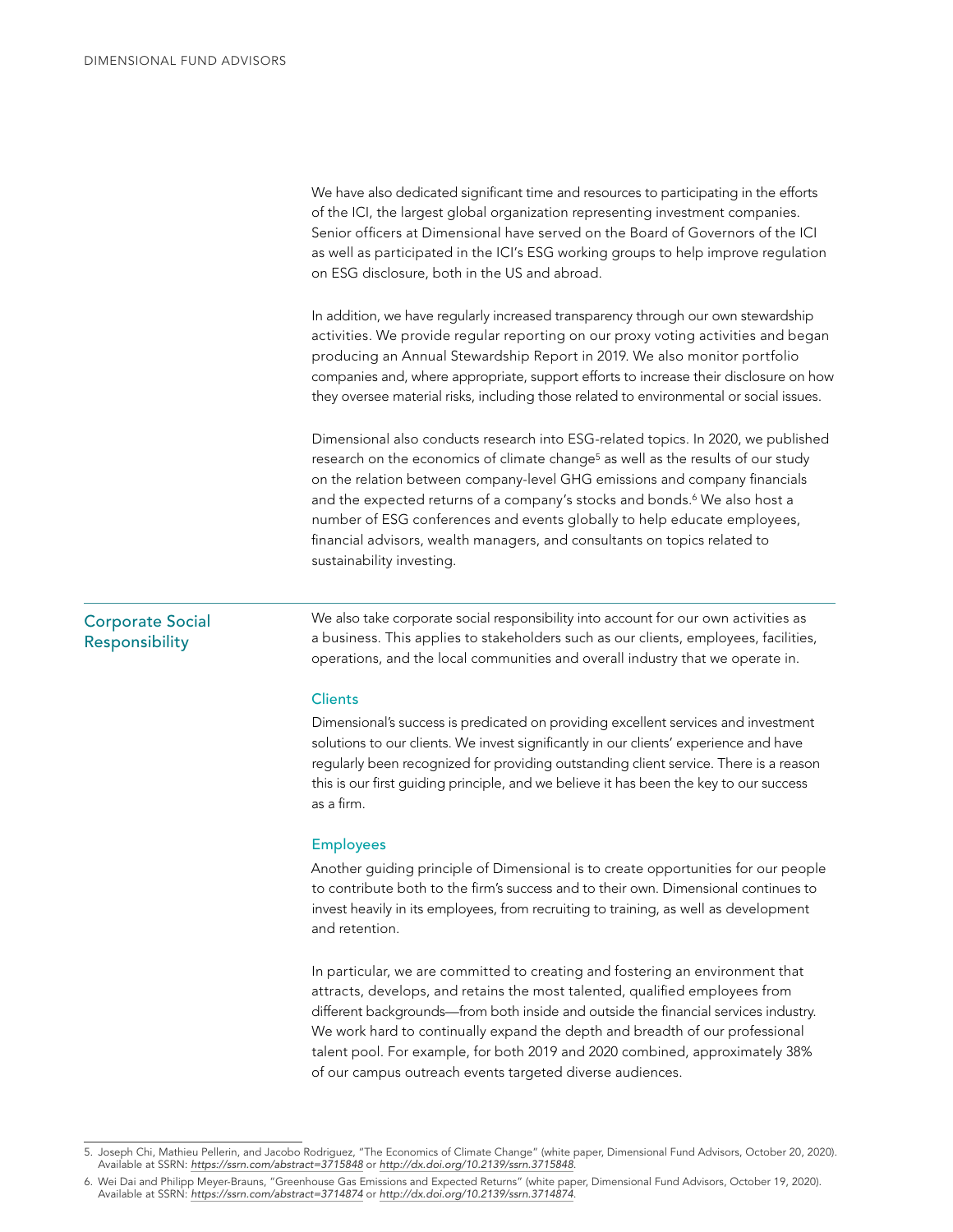We have also dedicated significant time and resources to participating in the efforts of the ICI, the largest global organization representing investment companies. Senior officers at Dimensional have served on the Board of Governors of the ICI as well as participated in the ICI's ESG working groups to help improve regulation on ESG disclosure, both in the US and abroad.

In addition, we have regularly increased transparency through our own stewardship activities. We provide regular reporting on our proxy voting activities and began producing an Annual Stewardship Report in 2019. We also monitor portfolio companies and, where appropriate, support efforts to increase their disclosure on how they oversee material risks, including those related to environmental or social issues.

Dimensional also conducts research into ESG-related topics. In 2020, we published research on the economics of climate change[5] as well as the results of our study on the relation between company-level GHG emissions and company financials and the expected returns of a company's stocks and bonds.[6] We also host a number of ESG conferences and events globally to help educate employees, financial advisors, wealth managers, and consultants on topics related to sustainability investing.

## Corporate Social Responsibility

We also take corporate social responsibility into account for our own activities as a business. This applies to stakeholders such as our clients, employees, facilities, operations, and the local communities and overall industry that we operate in.

### Clients

Dimensional's success is predicated on providing excellent services and investment solutions to our clients. We invest significantly in our clients' experience and have regularly been recognized for providing outstanding client service. There is a reason this is our first guiding principle, and we believe it has been the key to our success as a firm.

### Employees

Another guiding principle of Dimensional is to create opportunities for our people to contribute both to the firm's success and to their own. Dimensional continues to invest heavily in its employees, from recruiting to training, as well as development and retention.

In particular, we are committed to creating and fostering an environment that attracts, develops, and retains the most talented, qualified employees from different backgrounds—from both inside and outside the financial services industry. We work hard to continually expand the depth and breadth of our professional talent pool. For example, for both 2019 and 2020 combined, approximately 38% of our campus outreach events targeted diverse audiences.

---

5. Joseph Chi, Mathieu Pellerin, and Jacobo Rodriguez, "The Economics of Climate Change" (white paper, Dimensional Fund Advisors, October 20, 2020). Available at SSRN: *https://ssrn.com/abstract=3715848* or *http://dx.doi.org/10.2139/ssrn.3715848*.

6. Wei Dai and Philipp Meyer-Brauns, "Greenhouse Gas Emissions and Expected Returns" (white paper, Dimensional Fund Advisors, October 19, 2020). Available at SSRN: *https://ssrn.com/abstract=3714874* or *http://dx.doi.org/10.2139/ssrn.3714874*.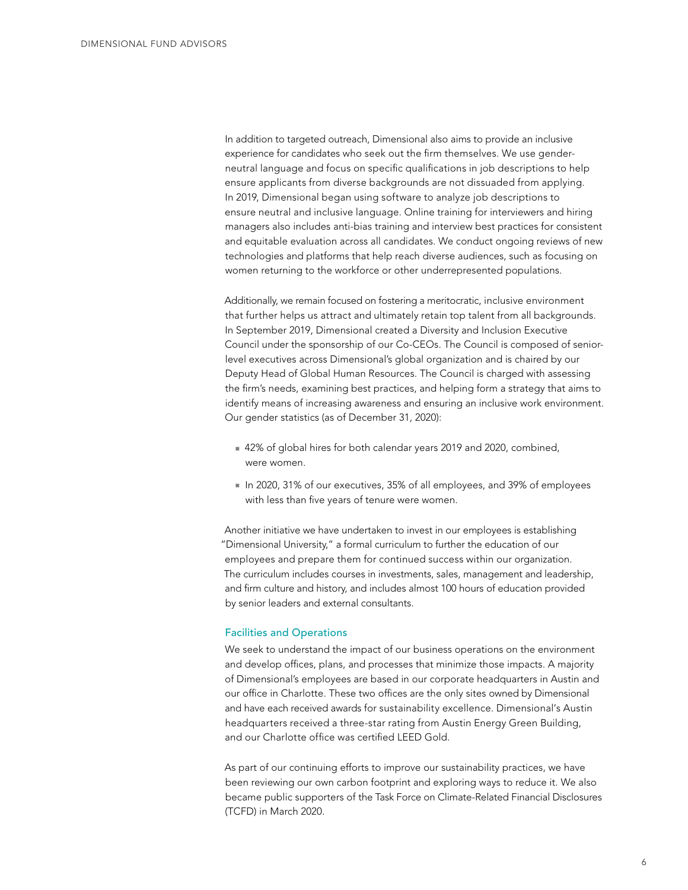In addition to targeted outreach, Dimensional also aims to provide an inclusive experience for candidates who seek out the firm themselves. We use gender-neutral language and focus on specific qualifications in job descriptions to help ensure applicants from diverse backgrounds are not dissuaded from applying. In 2019, Dimensional began using software to analyze job descriptions to ensure neutral and inclusive language. Online training for interviewers and hiring managers also includes anti-bias training and interview best practices for consistent and equitable evaluation across all candidates. We conduct ongoing reviews of new technologies and platforms that help reach diverse audiences, such as focusing on women returning to the workforce or other underrepresented populations.

Additionally, we remain focused on fostering a meritocratic, inclusive environment that further helps us attract and ultimately retain top talent from all backgrounds. In September 2019, Dimensional created a Diversity and Inclusion Executive Council under the sponsorship of our Co-CEOs. The Council is composed of senior-level executives across Dimensional's global organization and is chaired by our Deputy Head of Global Human Resources. The Council is charged with assessing the firm's needs, examining best practices, and helping form a strategy that aims to identify means of increasing awareness and ensuring an inclusive work environment. Our gender statistics (as of December 31, 2020):

- 42% of global hires for both calendar years 2019 and 2020, combined, were women.
- In 2020, 31% of our executives, 35% of all employees, and 39% of employees with less than five years of tenure were women.

Another initiative we have undertaken to invest in our employees is establishing "Dimensional University," a formal curriculum to further the education of our employees and prepare them for continued success within our organization. The curriculum includes courses in investments, sales, management and leadership, and firm culture and history, and includes almost 100 hours of education provided by senior leaders and external consultants.

### Facilities and Operations

We seek to understand the impact of our business operations on the environment and develop offices, plans, and processes that minimize those impacts. A majority of Dimensional's employees are based in our corporate headquarters in Austin and our office in Charlotte. These two offices are the only sites owned by Dimensional and have each received awards for sustainability excellence. Dimensional's Austin headquarters received a three-star rating from Austin Energy Green Building, and our Charlotte office was certified LEED Gold.

As part of our continuing efforts to improve our sustainability practices, we have been reviewing our own carbon footprint and exploring ways to reduce it. We also became public supporters of the Task Force on Climate-Related Financial Disclosures (TCFD) in March 2020.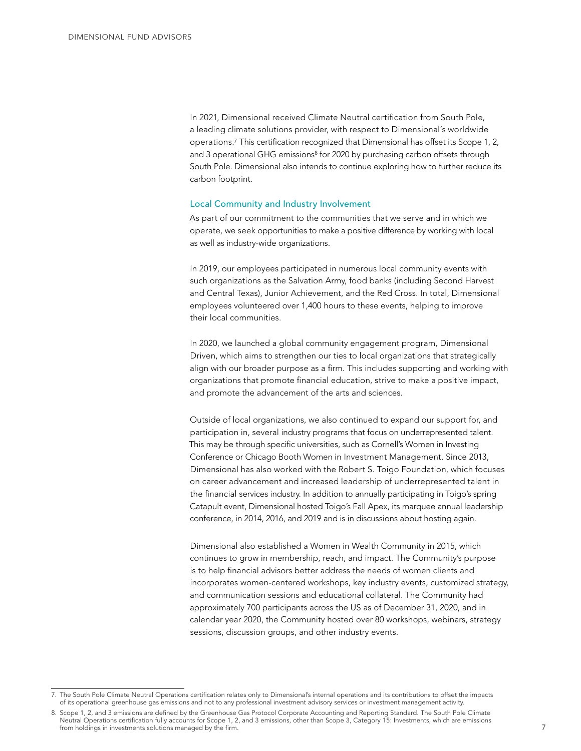In 2021, Dimensional received Climate Neutral certification from South Pole, a leading climate solutions provider, with respect to Dimensional's worldwide operations.[7] This certification recognized that Dimensional has offset its Scope 1, 2, and 3 operational GHG emissions[8] for 2020 by purchasing carbon offsets through South Pole. Dimensional also intends to continue exploring how to further reduce its carbon footprint.

### Local Community and Industry Involvement

As part of our commitment to the communities that we serve and in which we operate, we seek opportunities to make a positive difference by working with local as well as industry-wide organizations.

In 2019, our employees participated in numerous local community events with such organizations as the Salvation Army, food banks (including Second Harvest and Central Texas), Junior Achievement, and the Red Cross. In total, Dimensional employees volunteered over 1,400 hours to these events, helping to improve their local communities.

In 2020, we launched a global community engagement program, Dimensional Driven, which aims to strengthen our ties to local organizations that strategically align with our broader purpose as a firm. This includes supporting and working with organizations that promote financial education, strive to make a positive impact, and promote the advancement of the arts and sciences.

Outside of local organizations, we also continued to expand our support for, and participation in, several industry programs that focus on underrepresented talent. This may be through specific universities, such as Cornell's Women in Investing Conference or Chicago Booth Women in Investment Management. Since 2013, Dimensional has also worked with the Robert S. Toigo Foundation, which focuses on career advancement and increased leadership of underrepresented talent in the financial services industry. In addition to annually participating in Toigo's spring Catapult event, Dimensional hosted Toigo's Fall Apex, its marquee annual leadership conference, in 2014, 2016, and 2019 and is in discussions about hosting again.

Dimensional also established a Women in Wealth Community in 2015, which continues to grow in membership, reach, and impact. The Community's purpose is to help financial advisors better address the needs of women clients and incorporates women-centered workshops, key industry events, customized strategy, and communication sessions and educational collateral. The Community had approximately 700 participants across the US as of December 31, 2020, and in calendar year 2020, the Community hosted over 80 workshops, webinars, strategy sessions, discussion groups, and other industry events.

---

7. The South Pole Climate Neutral Operations certification relates only to Dimensional's internal operations and its contributions to offset the impacts of its operational greenhouse gas emissions and not to any professional investment advisory services or investment management activity.
8. Scope 1, 2, and 3 emissions are defined by the Greenhouse Gas Protocol Corporate Accounting and Reporting Standard. The South Pole Climate Neutral Operations certification fully accounts for Scope 1, 2, and 3 emissions, other than Scope 3, Category 15: Investments, which are emissions from holdings in investments solutions managed by the firm.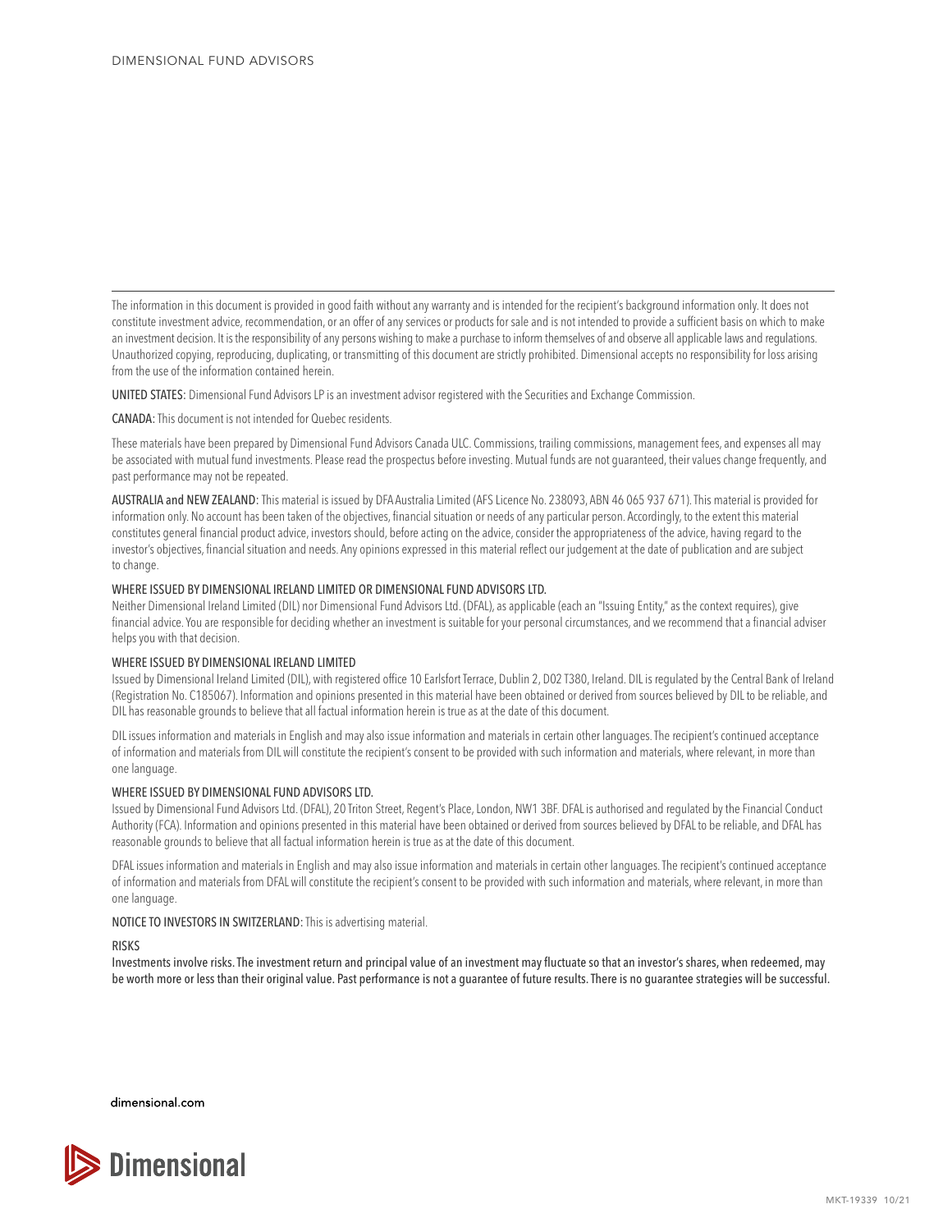The information in this document is provided in good faith without any warranty and is intended for the recipient's background information only. It does not constitute investment advice, recommendation, or an offer of any services or products for sale and is not intended to provide a sufficient basis on which to make an investment decision. It is the responsibility of any persons wishing to make a purchase to inform themselves of and observe all applicable laws and regulations. Unauthorized copying, reproducing, duplicating, or transmitting of this document are strictly prohibited. Dimensional accepts no responsibility for loss arising from the use of the information contained herein.

UNITED STATES: Dimensional Fund Advisors LP is an investment advisor registered with the Securities and Exchange Commission.

CANADA: This document is not intended for Quebec residents.

These materials have been prepared by Dimensional Fund Advisors Canada ULC. Commissions, trailing commissions, management fees, and expenses all may be associated with mutual fund investments. Please read the prospectus before investing. Mutual funds are not guaranteed, their values change frequently, and past performance may not be repeated.

AUSTRALIA and NEW ZEALAND: This material is issued by DFA Australia Limited (AFS Licence No. 238093, ABN 46 065 937 671). This material is provided for information only. No account has been taken of the objectives, financial situation or needs of any particular person. Accordingly, to the extent this material constitutes general financial product advice, investors should, before acting on the advice, consider the appropriateness of the advice, having regard to the investor's objectives, financial situation and needs. Any opinions expressed in this material reflect our judgement at the date of publication and are subject to change.

WHERE ISSUED BY DIMENSIONAL IRELAND LIMITED OR DIMENSIONAL FUND ADVISORS LTD.

Neither Dimensional Ireland Limited (DIL) nor Dimensional Fund Advisors Ltd. (DFAL), as applicable (each an "Issuing Entity," as the context requires), give financial advice. You are responsible for deciding whether an investment is suitable for your personal circumstances, and we recommend that a financial adviser helps you with that decision.

WHERE ISSUED BY DIMENSIONAL IRELAND LIMITED

Issued by Dimensional Ireland Limited (DIL), with registered office 10 Earlsfort Terrace, Dublin 2, D02 T380, Ireland. DIL is regulated by the Central Bank of Ireland (Registration No. C185067). Information and opinions presented in this material have been obtained or derived from sources believed by DIL to be reliable, and DIL has reasonable grounds to believe that all factual information herein is true as at the date of this document.

DIL issues information and materials in English and may also issue information and materials in certain other languages. The recipient's continued acceptance of information and materials from DIL will constitute the recipient's consent to be provided with such information and materials, where relevant, in more than one language.

WHERE ISSUED BY DIMENSIONAL FUND ADVISORS LTD.

Issued by Dimensional Fund Advisors Ltd. (DFAL), 20 Triton Street, Regent's Place, London, NW1 3BF. DFAL is authorised and regulated by the Financial Conduct Authority (FCA). Information and opinions presented in this material have been obtained or derived from sources believed by DFAL to be reliable, and DFAL has reasonable grounds to believe that all factual information herein is true as at the date of this document.

DFAL issues information and materials in English and may also issue information and materials in certain other languages. The recipient's continued acceptance of information and materials from DFAL will constitute the recipient's consent to be provided with such information and materials, where relevant, in more than one language.

NOTICE TO INVESTORS IN SWITZERLAND: This is advertising material.

RISKS

Investments involve risks. The investment return and principal value of an investment may fluctuate so that an investor's shares, when redeemed, may be worth more or less than their original value. Past performance is not a guarantee of future results. There is no guarantee strategies will be successful.

dimensional.com

Dimensional

MKT-19339 10/21